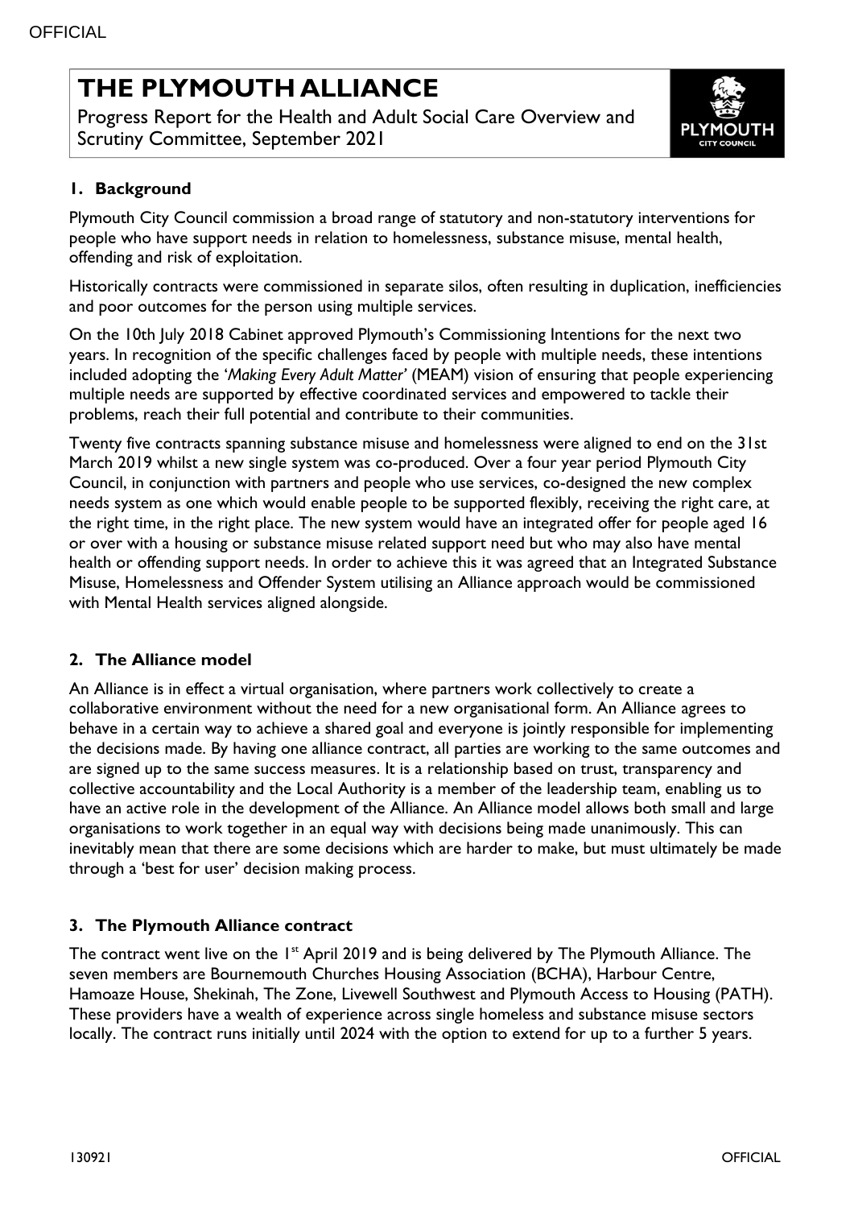# THE PLYMOUTH ALLIANCE

Progress Report for the Health and Adult Social Care Overview and Scrutiny Committee, September 2021

## 1. Background

Plymouth City Council commission a broad range of statutory and non-statutory interventions for people who have support needs in relation to homelessness, substance misuse, mental health, offending and risk of exploitation.

Historically contracts were commissioned in separate silos, often resulting in duplication, inefficiencies and poor outcomes for the person using multiple services.

On the 10th July 2018 Cabinet approved Plymouth's Commissioning Intentions for the next two years. In recognition of the specific challenges faced by people with multiple needs, these intentions included adopting the *'Making Every Adult Matter'* (MEAM) vision of ensuring that people experiencing multiple needs are supported by effective coordinated services and empowered to tackle their problems, reach their full potential and contribute to their communities.

Twenty five contracts spanning substance misuse and homelessness were aligned to end on the 31st March 2019 whilst a new single system was co-produced. Over a four year period Plymouth City Council, in conjunction with partners and people who use services, co-designed the new complex needs system as one which would enable people to be supported flexibly, receiving the right care, at the right time, in the right place. The new system would have an integrated offer for people aged 16 or over with a housing or substance misuse related support need but who may also have mental health or offending support needs. In order to achieve this it was agreed that an Integrated Substance Misuse, Homelessness and Offender System utilising an Alliance approach would be commissioned with Mental Health services aligned alongside.

## 2. The Alliance model

An Alliance is in effect a virtual organisation, where partners work collectively to create a collaborative environment without the need for a new organisational form. An Alliance agrees to behave in a certain way to achieve a shared goal and everyone is jointly responsible for implementing the decisions made. By having one alliance contract, all parties are working to the same outcomes and are signed up to the same success measures. It is a relationship based on trust, transparency and collective accountability and the Local Authority is a member of the leadership team, enabling us to have an active role in the development of the Alliance. An Alliance model allows both small and large organisations to work together in an equal way with decisions being made unanimously. This can inevitably mean that there are some decisions which are harder to make, but must ultimately be made through a 'best for user' decision making process.

## 3. The Plymouth Alliance contract

The contract went live on the 1st April 2019 and is being delivered by The Plymouth Alliance. The seven members are Bournemouth Churches Housing Association (BCHA), Harbour Centre, Hamoaze House, Shekinah, The Zone, Livewell Southwest and Plymouth Access to Housing (PATH). These providers have a wealth of experience across single homeless and substance misuse sectors locally. The contract runs initially until 2024 with the option to extend for up to a further 5 years.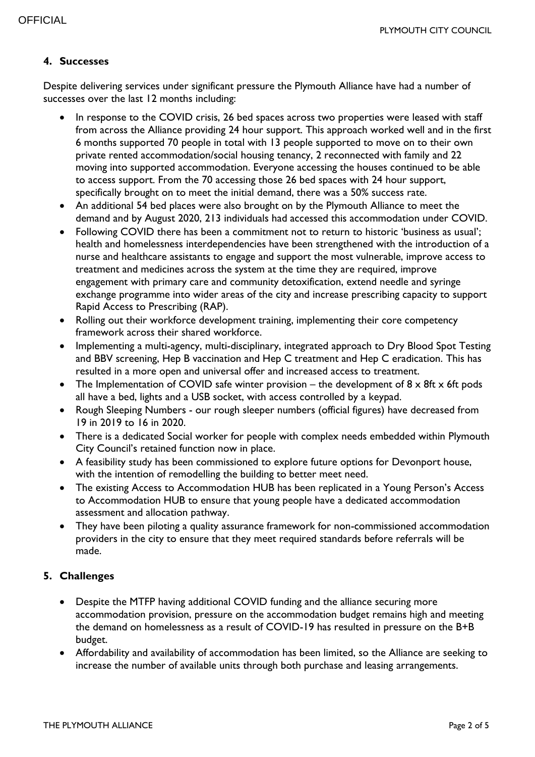## 4. Successes

Despite delivering services under significant pressure the Plymouth Alliance have had a number of successes over the last 12 months including:

- In response to the COVID crisis, 26 bed spaces across two properties were leased with staff from across the Alliance providing 24 hour support. This approach worked well and in the first 6 months supported 70 people in total with 13 people supported to move on to their own private rented accommodation/social housing tenancy, 2 reconnected with family and 22 moving into supported accommodation. Everyone accessing the houses continued to be able to access support. From the 70 accessing those 26 bed spaces with 24 hour support, specifically brought on to meet the initial demand, there was a 50% success rate.
- An additional 54 bed places were also brought on by the Plymouth Alliance to meet the demand and by August 2020, 213 individuals had accessed this accommodation under COVID.
- Following COVID there has been a commitment not to return to historic 'business as usual'; health and homelessness interdependencies have been strengthened with the introduction of a nurse and healthcare assistants to engage and support the most vulnerable, improve access to treatment and medicines across the system at the time they are required, improve engagement with primary care and community detoxification, extend needle and syringe exchange programme into wider areas of the city and increase prescribing capacity to support Rapid Access to Prescribing (RAP).
- Rolling out their workforce development training, implementing their core competency framework across their shared workforce.
- Implementing a multi-agency, multi-disciplinary, integrated approach to Dry Blood Spot Testing and BBV screening, Hep B vaccination and Hep C treatment and Hep C eradication. This has resulted in a more open and universal offer and increased access to treatment.
- The Implementation of COVID safe winter provision – the development of 8 x 8ft x 6ft pods all have a bed, lights and a USB socket, with access controlled by a keypad.
- Rough Sleeping Numbers - our rough sleeper numbers (official figures) have decreased from 19 in 2019 to 16 in 2020.
- There is a dedicated Social worker for people with complex needs embedded within Plymouth City Council's retained function now in place.
- A feasibility study has been commissioned to explore future options for Devonport house, with the intention of remodelling the building to better meet need.
- The existing Access to Accommodation HUB has been replicated in a Young Person's Access to Accommodation HUB to ensure that young people have a dedicated accommodation assessment and allocation pathway.
- They have been piloting a quality assurance framework for non-commissioned accommodation providers in the city to ensure that they meet required standards before referrals will be made.

## 5. Challenges

- Despite the MTFP having additional COVID funding and the alliance securing more accommodation provision, pressure on the accommodation budget remains high and meeting the demand on homelessness as a result of COVID-19 has resulted in pressure on the B+B budget.
- Affordability and availability of accommodation has been limited, so the Alliance are seeking to increase the number of available units through both purchase and leasing arrangements.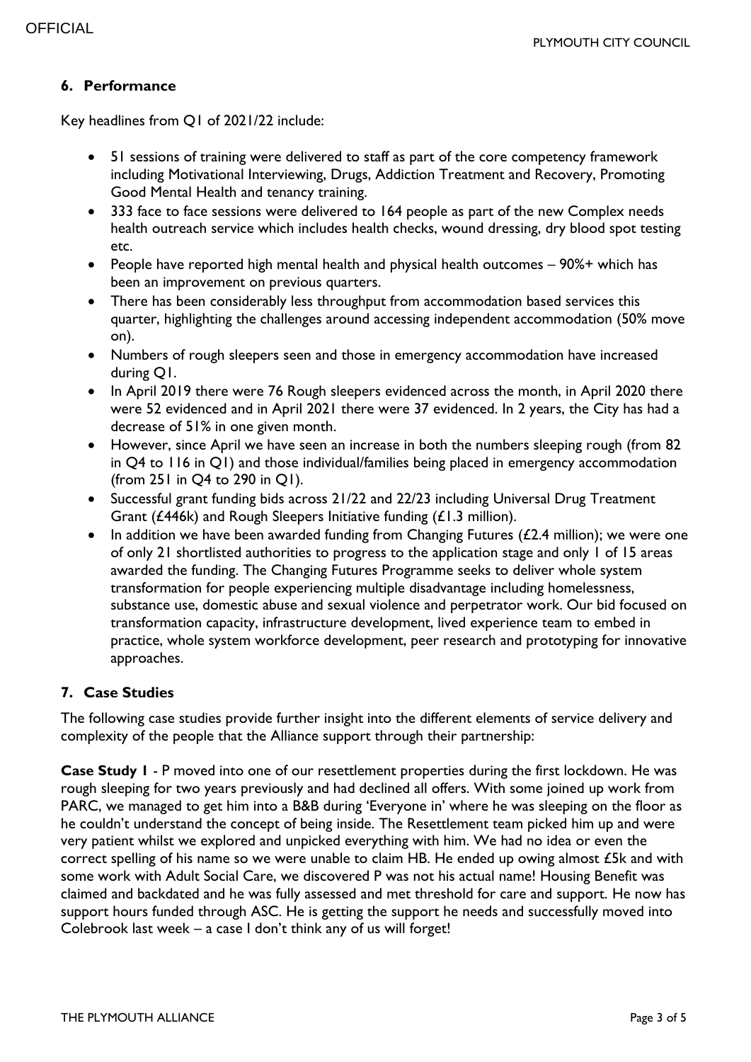## 6. Performance

Key headlines from Q1 of 2021/22 include:

- 51 sessions of training were delivered to staff as part of the core competency framework including Motivational Interviewing, Drugs, Addiction Treatment and Recovery, Promoting Good Mental Health and tenancy training.
- 333 face to face sessions were delivered to 164 people as part of the new Complex needs health outreach service which includes health checks, wound dressing, dry blood spot testing etc.
- People have reported high mental health and physical health outcomes – 90%+ which has been an improvement on previous quarters.
- There has been considerably less throughput from accommodation based services this quarter, highlighting the challenges around accessing independent accommodation (50% move on).
- Numbers of rough sleepers seen and those in emergency accommodation have increased during Q1.
- In April 2019 there were 76 Rough sleepers evidenced across the month, in April 2020 there were 52 evidenced and in April 2021 there were 37 evidenced. In 2 years, the City has had a decrease of 51% in one given month.
- However, since April we have seen an increase in both the numbers sleeping rough (from 82 in Q4 to 116 in Q1) and those individual/families being placed in emergency accommodation (from 251 in Q4 to 290 in Q1).
- Successful grant funding bids across 21/22 and 22/23 including Universal Drug Treatment Grant (£446k) and Rough Sleepers Initiative funding (£1.3 million).
- In addition we have been awarded funding from Changing Futures (£2.4 million); we were one of only 21 shortlisted authorities to progress to the application stage and only 1 of 15 areas awarded the funding. The Changing Futures Programme seeks to deliver whole system transformation for people experiencing multiple disadvantage including homelessness, substance use, domestic abuse and sexual violence and perpetrator work. Our bid focused on transformation capacity, infrastructure development, lived experience team to embed in practice, whole system workforce development, peer research and prototyping for innovative approaches.

## 7. Case Studies

The following case studies provide further insight into the different elements of service delivery and complexity of the people that the Alliance support through their partnership:

**Case Study 1** - P moved into one of our resettlement properties during the first lockdown. He was rough sleeping for two years previously and had declined all offers. With some joined up work from PARC, we managed to get him into a B&B during 'Everyone in' where he was sleeping on the floor as he couldn't understand the concept of being inside. The Resettlement team picked him up and were very patient whilst we explored and unpicked everything with him. We had no idea or even the correct spelling of his name so we were unable to claim HB. He ended up owing almost £5k and with some work with Adult Social Care, we discovered P was not his actual name! Housing Benefit was claimed and backdated and he was fully assessed and met threshold for care and support. He now has support hours funded through ASC. He is getting the support he needs and successfully moved into Colebrook last week – a case I don't think any of us will forget!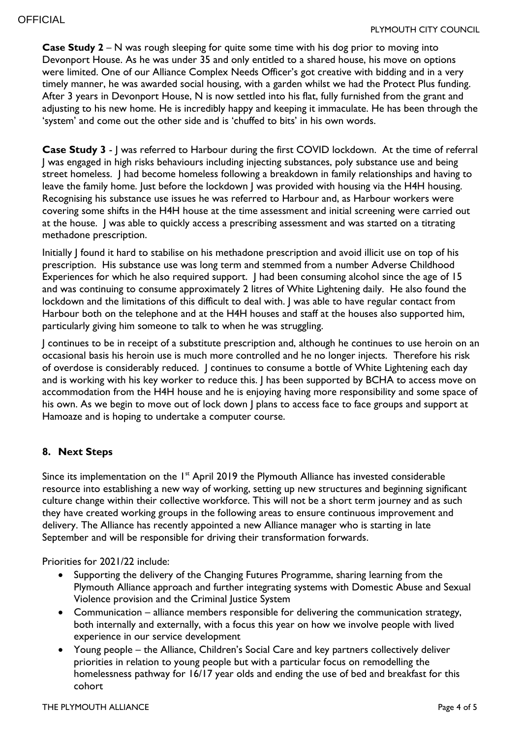**Case Study 2** – N was rough sleeping for quite some time with his dog prior to moving into Devonport House. As he was under 35 and only entitled to a shared house, his move on options were limited. One of our Alliance Complex Needs Officer's got creative with bidding and in a very timely manner, he was awarded social housing, with a garden whilst we had the Protect Plus funding. After 3 years in Devonport House, N is now settled into his flat, fully furnished from the grant and adjusting to his new home. He is incredibly happy and keeping it immaculate. He has been through the 'system' and come out the other side and is 'chuffed to bits' in his own words.

**Case Study 3** - J was referred to Harbour during the first COVID lockdown. At the time of referral J was engaged in high risks behaviours including injecting substances, poly substance use and being street homeless. J had become homeless following a breakdown in family relationships and having to leave the family home. Just before the lockdown J was provided with housing via the H4H housing. Recognising his substance use issues he was referred to Harbour and, as Harbour workers were covering some shifts in the H4H house at the time assessment and initial screening were carried out at the house. J was able to quickly access a prescribing assessment and was started on a titrating methadone prescription.

Initially J found it hard to stabilise on his methadone prescription and avoid illicit use on top of his prescription. His substance use was long term and stemmed from a number Adverse Childhood Experiences for which he also required support. J had been consuming alcohol since the age of 15 and was continuing to consume approximately 2 litres of White Lightening daily. He also found the lockdown and the limitations of this difficult to deal with. J was able to have regular contact from Harbour both on the telephone and at the H4H houses and staff at the houses also supported him, particularly giving him someone to talk to when he was struggling.

J continues to be in receipt of a substitute prescription and, although he continues to use heroin on an occasional basis his heroin use is much more controlled and he no longer injects. Therefore his risk of overdose is considerably reduced. J continues to consume a bottle of White Lightening each day and is working with his key worker to reduce this. J has been supported by BCHA to access move on accommodation from the H4H house and he is enjoying having more responsibility and some space of his own. As we begin to move out of lock down J plans to access face to face groups and support at Hamoaze and is hoping to undertake a computer course.

## 8. Next Steps

Since its implementation on the 1st April 2019 the Plymouth Alliance has invested considerable resource into establishing a new way of working, setting up new structures and beginning significant culture change within their collective workforce. This will not be a short term journey and as such they have created working groups in the following areas to ensure continuous improvement and delivery. The Alliance has recently appointed a new Alliance manager who is starting in late September and will be responsible for driving their transformation forwards.

Priorities for 2021/22 include:

- Supporting the delivery of the Changing Futures Programme, sharing learning from the Plymouth Alliance approach and further integrating systems with Domestic Abuse and Sexual Violence provision and the Criminal Justice System
- Communication – alliance members responsible for delivering the communication strategy, both internally and externally, with a focus this year on how we involve people with lived experience in our service development
- Young people – the Alliance, Children's Social Care and key partners collectively deliver priorities in relation to young people but with a particular focus on remodelling the homelessness pathway for 16/17 year olds and ending the use of bed and breakfast for this cohort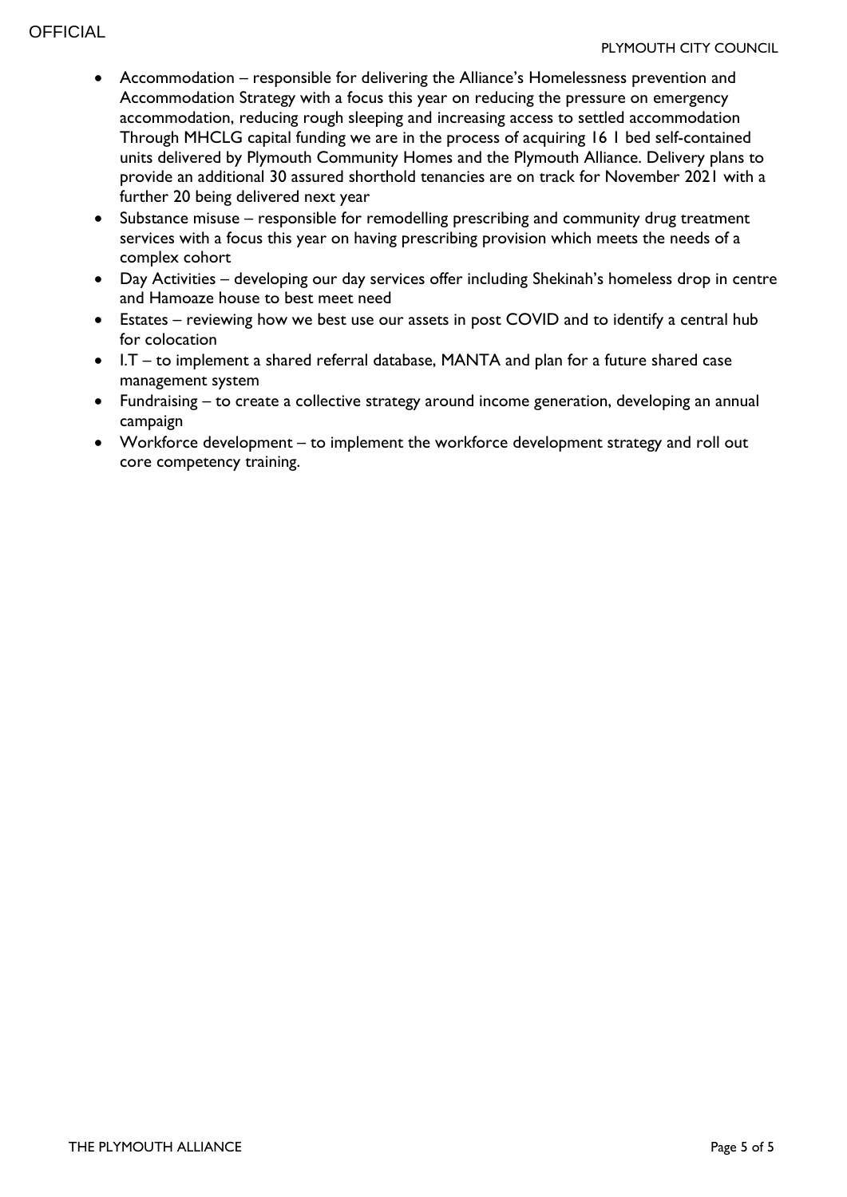- Accommodation – responsible for delivering the Alliance's Homelessness prevention and Accommodation Strategy with a focus this year on reducing the pressure on emergency accommodation, reducing rough sleeping and increasing access to settled accommodation Through MHCLG capital funding we are in the process of acquiring 16 1 bed self-contained units delivered by Plymouth Community Homes and the Plymouth Alliance. Delivery plans to provide an additional 30 assured shorthold tenancies are on track for November 2021 with a further 20 being delivered next year
- Substance misuse – responsible for remodelling prescribing and community drug treatment services with a focus this year on having prescribing provision which meets the needs of a complex cohort
- Day Activities – developing our day services offer including Shekinah's homeless drop in centre and Hamoaze house to best meet need
- Estates – reviewing how we best use our assets in post COVID and to identify a central hub for colocation
- I.T – to implement a shared referral database, MANTA and plan for a future shared case management system
- Fundraising – to create a collective strategy around income generation, developing an annual campaign
- Workforce development – to implement the workforce development strategy and roll out core competency training.